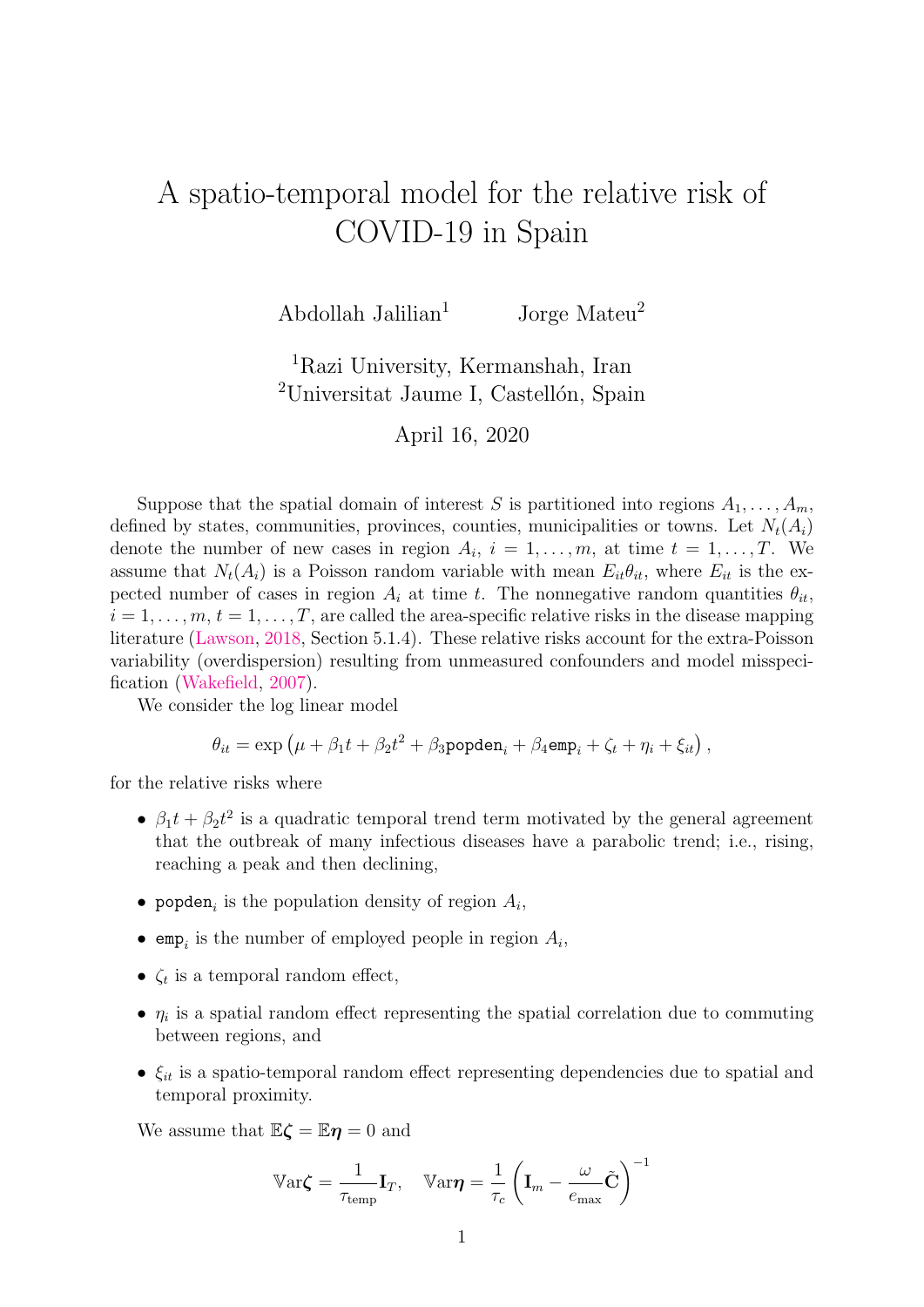# A spatio-temporal model for the relative risk of COVID-19 in Spain

Abdollah Jalilian[1] Jorge Mateu[2]

[1]Razi University, Kermanshah, Iran
[2]Universitat Jaume I, Castellón, Spain

April 16, 2020

Suppose that the spatial domain of interest $S$ is partitioned into regions $A_1, \ldots, A_m$, defined by states, communities, provinces, counties, municipalities or towns. Let $N_t(A_i)$ denote the number of new cases in region $A_i$, $i = 1, \ldots, m$, at time $t = 1, \ldots, T$. We assume that $N_t(A_i)$ is a Poisson random variable with mean $E_{it}\theta_{it}$, where $E_{it}$ is the expected number of cases in region $A_i$ at time $t$. The nonnegative random quantities $\theta_{it}$, $i = 1, \ldots, m$, $t = 1, \ldots, T$, are called the area-specific relative risks in the disease mapping literature (Lawson, 2018, Section 5.1.4). These relative risks account for the extra-Poisson variability (overdispersion) resulting from unmeasured confounders and model misspecification (Wakefield, 2007).

We consider the log linear model

$$\theta_{it} = \exp\left(\mu + \beta_1 t + \beta_2 t^2 + \beta_3 \texttt{popden}_i + \beta_4 \texttt{emp}_i + \zeta_t + \eta_i + \xi_{it}\right),$$

for the relative risks where

- $\beta_1 t + \beta_2 t^2$ is a quadratic temporal trend term motivated by the general agreement that the outbreak of many infectious diseases have a parabolic trend; i.e., rising, reaching a peak and then declining,
- $\texttt{popden}_i$ is the population density of region $A_i$,
- $\texttt{emp}_i$ is the number of employed people in region $A_i$,
- $\zeta_t$ is a temporal random effect,
- $\eta_i$ is a spatial random effect representing the spatial correlation due to commuting between regions, and
- $\xi_{it}$ is a spatio-temporal random effect representing dependencies due to spatial and temporal proximity.

We assume that $\mathbb{E}\boldsymbol{\zeta} = \mathbb{E}\boldsymbol{\eta} = 0$ and

$$\mathbb{V}\text{ar}\boldsymbol{\zeta} = \frac{1}{\tau_{\text{temp}}}\mathbf{I}_T, \quad \mathbb{V}\text{ar}\boldsymbol{\eta} = \frac{1}{\tau_c}\left(\mathbf{I}_m - \frac{\omega}{e_{\max}}\tilde{\mathbf{C}}\right)^{-1}$$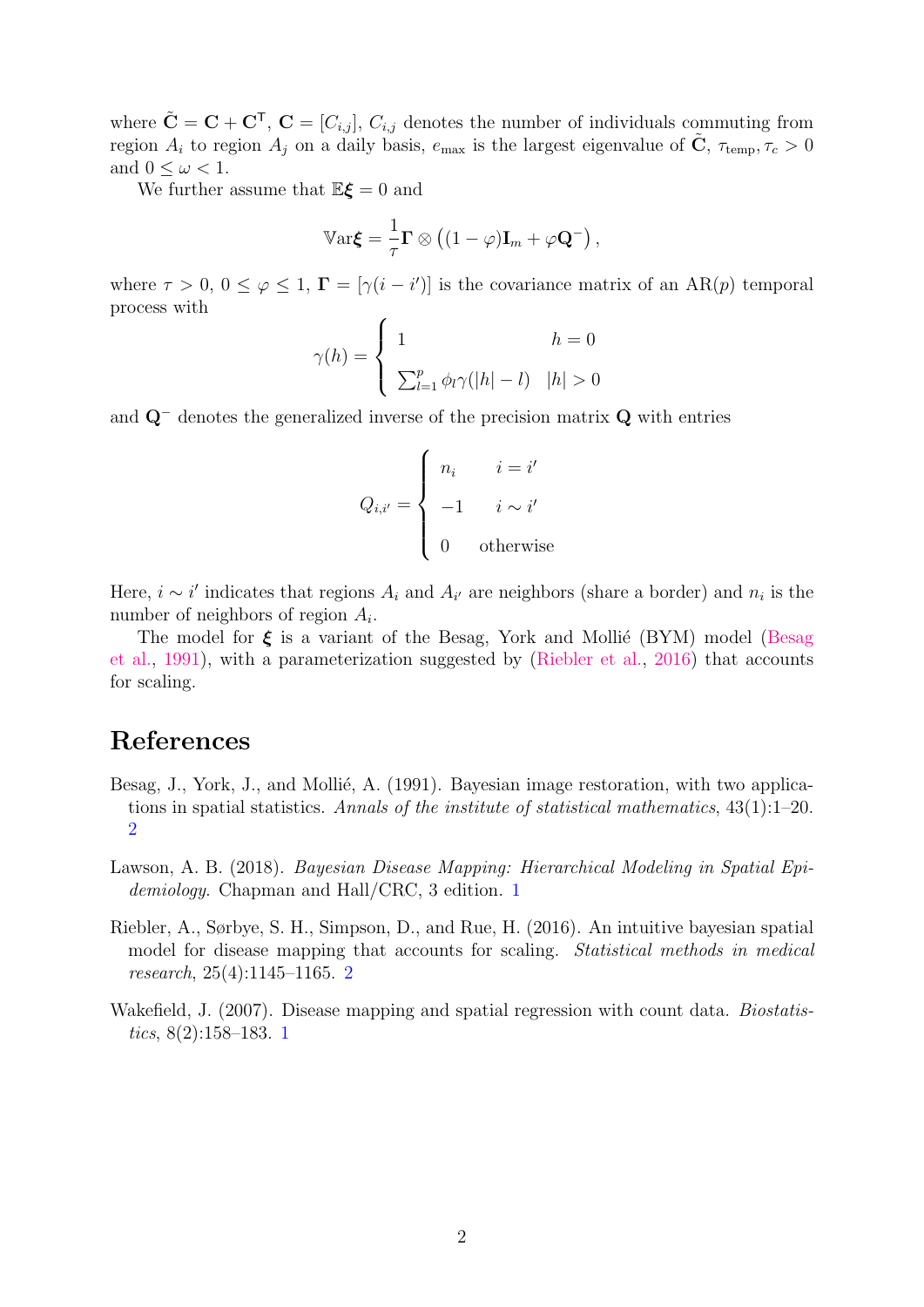where $\tilde{\mathbf{C}} = \mathbf{C} + \mathbf{C}^\mathsf{T}$, $\mathbf{C} = [C_{i,j}]$, $C_{i,j}$ denotes the number of individuals commuting from region $A_i$ to region $A_j$ on a daily basis, $e_{\max}$ is the largest eigenvalue of $\tilde{\mathbf{C}}$, $\tau_{\text{temp}}, \tau_c > 0$ and $0 \le \omega < 1$.

We further assume that $\mathbb{E}\boldsymbol{\xi} = 0$ and

$$\mathbb{V}\text{ar}\boldsymbol{\xi} = \frac{1}{\tau}\boldsymbol{\Gamma} \otimes \left((1-\varphi)\mathbf{I}_m + \varphi \mathbf{Q}^-\right),$$

where $\tau > 0$, $0 \le \varphi \le 1$, $\boldsymbol{\Gamma} = [\gamma(i - i')]$ is the covariance matrix of an AR($p$) temporal process with

$$\gamma(h) = \begin{cases} 1 & h = 0 \\ \sum_{l=1}^{p} \phi_l \gamma(|h| - l) & |h| > 0 \end{cases}$$

and $\mathbf{Q}^-$ denotes the generalized inverse of the precision matrix $\mathbf{Q}$ with entries

$$Q_{i,i'} = \begin{cases} n_i & i = i' \\ -1 & i \sim i' \\ 0 & \text{otherwise} \end{cases}$$

Here, $i \sim i'$ indicates that regions $A_i$ and $A_{i'}$ are neighbors (share a border) and $n_i$ is the number of neighbors of region $A_i$.

The model for $\boldsymbol{\xi}$ is a variant of the Besag, York and Mollié (BYM) model (Besag et al., 1991), with a parameterization suggested by (Riebler et al., 2016) that accounts for scaling.

## References

Besag, J., York, J., and Mollié, A. (1991). Bayesian image restoration, with two applications in spatial statistics. *Annals of the institute of statistical mathematics*, 43(1):1–20. 2

Lawson, A. B. (2018). *Bayesian Disease Mapping: Hierarchical Modeling in Spatial Epidemiology*. Chapman and Hall/CRC, 3 edition. 1

Riebler, A., Sørbye, S. H., Simpson, D., and Rue, H. (2016). An intuitive bayesian spatial model for disease mapping that accounts for scaling. *Statistical methods in medical research*, 25(4):1145–1165. 2

Wakefield, J. (2007). Disease mapping and spatial regression with count data. *Biostatistics*, 8(2):158–183. 1